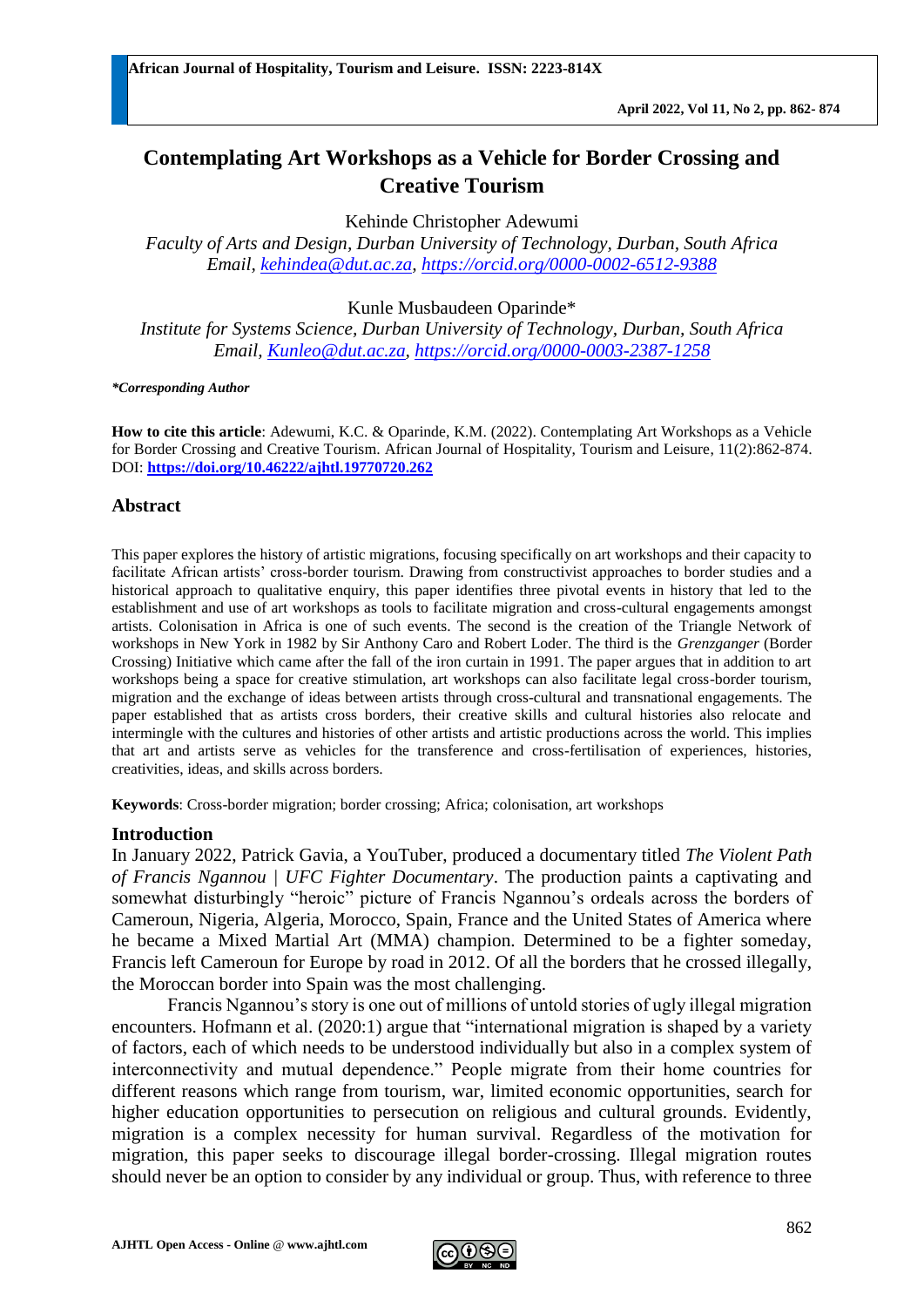# Contemplating Art Workshops as a Vehicle for Border Crossing and Creative Tourism

Kehinde Christopher Adewumi

*Faculty of Arts and Design, Durban University of Technology, Durban, South Africa*
*Email, kehindea@dut.ac.za, https://orcid.org/0000-0002-6512-9388*

Kunle Musbaudeen Oparinde*

*Institute for Systems Science, Durban University of Technology, Durban, South Africa*
*Email, Kunleo@dut.ac.za, https://orcid.org/0000-0003-2387-1258*

***Corresponding Author***

**How to cite this article**: Adewumi, K.C. & Oparinde, K.M. (2022). Contemplating Art Workshops as a Vehicle for Border Crossing and Creative Tourism. African Journal of Hospitality, Tourism and Leisure, 11(2):862-874. DOI: **https://doi.org/10.46222/ajhtl.19770720.262**

## Abstract

This paper explores the history of artistic migrations, focusing specifically on art workshops and their capacity to facilitate African artists' cross-border tourism. Drawing from constructivist approaches to border studies and a historical approach to qualitative enquiry, this paper identifies three pivotal events in history that led to the establishment and use of art workshops as tools to facilitate migration and cross-cultural engagements amongst artists. Colonisation in Africa is one of such events. The second is the creation of the Triangle Network of workshops in New York in 1982 by Sir Anthony Caro and Robert Loder. The third is the *Grenzganger* (Border Crossing) Initiative which came after the fall of the iron curtain in 1991. The paper argues that in addition to art workshops being a space for creative stimulation, art workshops can also facilitate legal cross-border tourism, migration and the exchange of ideas between artists through cross-cultural and transnational engagements. The paper established that as artists cross borders, their creative skills and cultural histories also relocate and intermingle with the cultures and histories of other artists and artistic productions across the world. This implies that art and artists serve as vehicles for the transference and cross-fertilisation of experiences, histories, creativities, ideas, and skills across borders.

**Keywords**: Cross-border migration; border crossing; Africa; colonisation, art workshops

## Introduction

In January 2022, Patrick Gavia, a YouTuber, produced a documentary titled *The Violent Path of Francis Ngannou | UFC Fighter Documentary*. The production paints a captivating and somewhat disturbingly "heroic" picture of Francis Ngannou's ordeals across the borders of Cameroun, Nigeria, Algeria, Morocco, Spain, France and the United States of America where he became a Mixed Martial Art (MMA) champion. Determined to be a fighter someday, Francis left Cameroun for Europe by road in 2012. Of all the borders that he crossed illegally, the Moroccan border into Spain was the most challenging.

Francis Ngannou's story is one out of millions of untold stories of ugly illegal migration encounters. Hofmann et al. (2020:1) argue that "international migration is shaped by a variety of factors, each of which needs to be understood individually but also in a complex system of interconnectivity and mutual dependence." People migrate from their home countries for different reasons which range from tourism, war, limited economic opportunities, search for higher education opportunities to persecution on religious and cultural grounds. Evidently, migration is a complex necessity for human survival. Regardless of the motivation for migration, this paper seeks to discourage illegal border-crossing. Illegal migration routes should never be an option to consider by any individual or group. Thus, with reference to three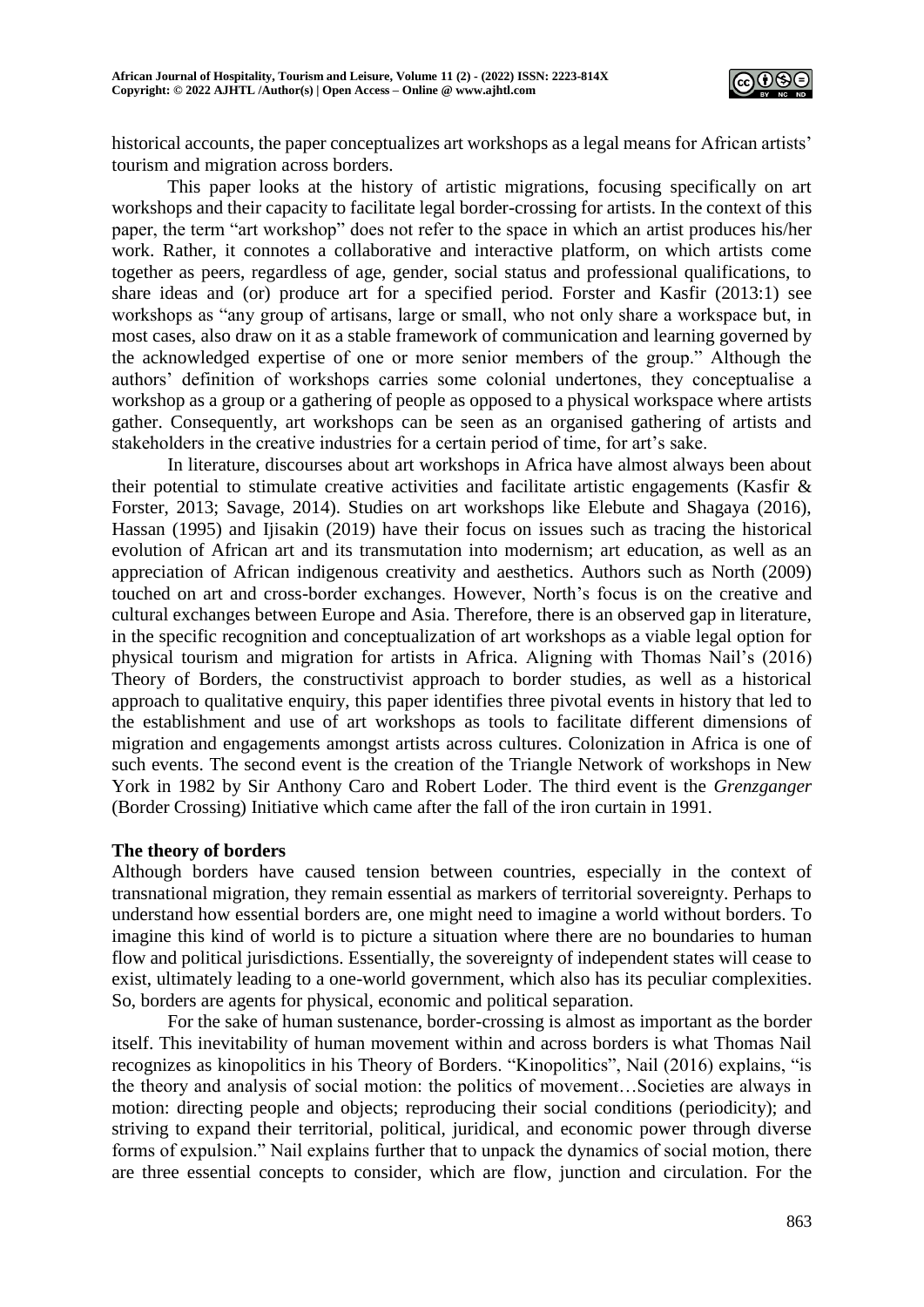historical accounts, the paper conceptualizes art workshops as a legal means for African artists' tourism and migration across borders.

This paper looks at the history of artistic migrations, focusing specifically on art workshops and their capacity to facilitate legal border-crossing for artists. In the context of this paper, the term "art workshop" does not refer to the space in which an artist produces his/her work. Rather, it connotes a collaborative and interactive platform, on which artists come together as peers, regardless of age, gender, social status and professional qualifications, to share ideas and (or) produce art for a specified period. Forster and Kasfir (2013:1) see workshops as "any group of artisans, large or small, who not only share a workspace but, in most cases, also draw on it as a stable framework of communication and learning governed by the acknowledged expertise of one or more senior members of the group." Although the authors' definition of workshops carries some colonial undertones, they conceptualise a workshop as a group or a gathering of people as opposed to a physical workspace where artists gather. Consequently, art workshops can be seen as an organised gathering of artists and stakeholders in the creative industries for a certain period of time, for art's sake.

In literature, discourses about art workshops in Africa have almost always been about their potential to stimulate creative activities and facilitate artistic engagements (Kasfir & Forster, 2013; Savage, 2014). Studies on art workshops like Elebute and Shagaya (2016), Hassan (1995) and Ijisakin (2019) have their focus on issues such as tracing the historical evolution of African art and its transmutation into modernism; art education, as well as an appreciation of African indigenous creativity and aesthetics. Authors such as North (2009) touched on art and cross-border exchanges. However, North's focus is on the creative and cultural exchanges between Europe and Asia. Therefore, there is an observed gap in literature, in the specific recognition and conceptualization of art workshops as a viable legal option for physical tourism and migration for artists in Africa. Aligning with Thomas Nail's (2016) Theory of Borders, the constructivist approach to border studies, as well as a historical approach to qualitative enquiry, this paper identifies three pivotal events in history that led to the establishment and use of art workshops as tools to facilitate different dimensions of migration and engagements amongst artists across cultures. Colonization in Africa is one of such events. The second event is the creation of the Triangle Network of workshops in New York in 1982 by Sir Anthony Caro and Robert Loder. The third event is the *Grenzganger* (Border Crossing) Initiative which came after the fall of the iron curtain in 1991.

## The theory of borders

Although borders have caused tension between countries, especially in the context of transnational migration, they remain essential as markers of territorial sovereignty. Perhaps to understand how essential borders are, one might need to imagine a world without borders. To imagine this kind of world is to picture a situation where there are no boundaries to human flow and political jurisdictions. Essentially, the sovereignty of independent states will cease to exist, ultimately leading to a one-world government, which also has its peculiar complexities. So, borders are agents for physical, economic and political separation.

For the sake of human sustenance, border-crossing is almost as important as the border itself. This inevitability of human movement within and across borders is what Thomas Nail recognizes as kinopolitics in his Theory of Borders. "Kinopolitics", Nail (2016) explains, "is the theory and analysis of social motion: the politics of movement…Societies are always in motion: directing people and objects; reproducing their social conditions (periodicity); and striving to expand their territorial, political, juridical, and economic power through diverse forms of expulsion." Nail explains further that to unpack the dynamics of social motion, there are three essential concepts to consider, which are flow, junction and circulation. For the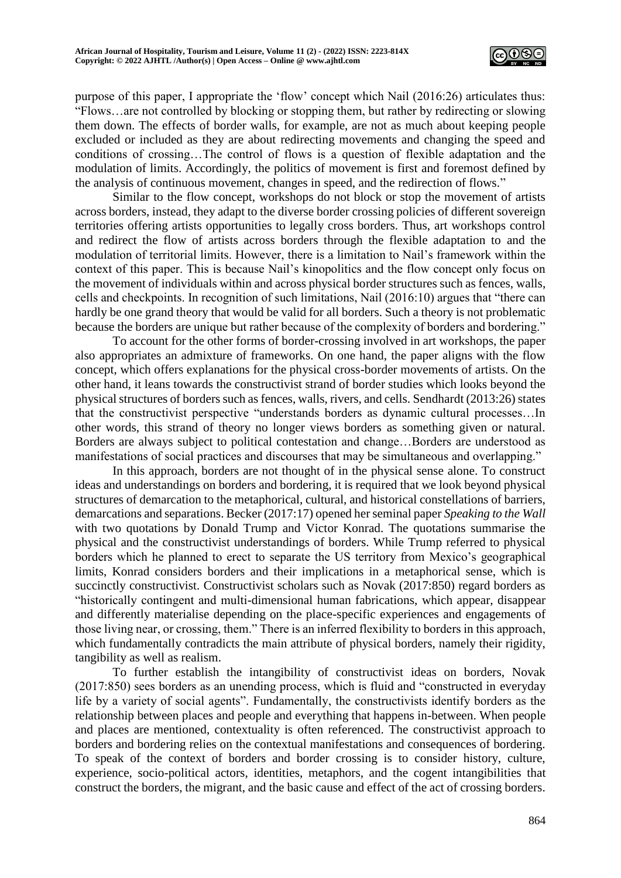purpose of this paper, I appropriate the 'flow' concept which Nail (2016:26) articulates thus: "Flows…are not controlled by blocking or stopping them, but rather by redirecting or slowing them down. The effects of border walls, for example, are not as much about keeping people excluded or included as they are about redirecting movements and changing the speed and conditions of crossing…The control of flows is a question of flexible adaptation and the modulation of limits. Accordingly, the politics of movement is first and foremost defined by the analysis of continuous movement, changes in speed, and the redirection of flows."

Similar to the flow concept, workshops do not block or stop the movement of artists across borders, instead, they adapt to the diverse border crossing policies of different sovereign territories offering artists opportunities to legally cross borders. Thus, art workshops control and redirect the flow of artists across borders through the flexible adaptation to and the modulation of territorial limits. However, there is a limitation to Nail's framework within the context of this paper. This is because Nail's kinopolitics and the flow concept only focus on the movement of individuals within and across physical border structures such as fences, walls, cells and checkpoints. In recognition of such limitations, Nail (2016:10) argues that "there can hardly be one grand theory that would be valid for all borders. Such a theory is not problematic because the borders are unique but rather because of the complexity of borders and bordering."

To account for the other forms of border-crossing involved in art workshops, the paper also appropriates an admixture of frameworks. On one hand, the paper aligns with the flow concept, which offers explanations for the physical cross-border movements of artists. On the other hand, it leans towards the constructivist strand of border studies which looks beyond the physical structures of borders such as fences, walls, rivers, and cells. Sendhardt (2013:26) states that the constructivist perspective "understands borders as dynamic cultural processes…In other words, this strand of theory no longer views borders as something given or natural. Borders are always subject to political contestation and change…Borders are understood as manifestations of social practices and discourses that may be simultaneous and overlapping."

In this approach, borders are not thought of in the physical sense alone. To construct ideas and understandings on borders and bordering, it is required that we look beyond physical structures of demarcation to the metaphorical, cultural, and historical constellations of barriers, demarcations and separations. Becker (2017:17) opened her seminal paper *Speaking to the Wall* with two quotations by Donald Trump and Victor Konrad. The quotations summarise the physical and the constructivist understandings of borders. While Trump referred to physical borders which he planned to erect to separate the US territory from Mexico's geographical limits, Konrad considers borders and their implications in a metaphorical sense, which is succinctly constructivist. Constructivist scholars such as Novak (2017:850) regard borders as "historically contingent and multi-dimensional human fabrications, which appear, disappear and differently materialise depending on the place-specific experiences and engagements of those living near, or crossing, them." There is an inferred flexibility to borders in this approach, which fundamentally contradicts the main attribute of physical borders, namely their rigidity, tangibility as well as realism.

To further establish the intangibility of constructivist ideas on borders, Novak (2017:850) sees borders as an unending process, which is fluid and "constructed in everyday life by a variety of social agents". Fundamentally, the constructivists identify borders as the relationship between places and people and everything that happens in-between. When people and places are mentioned, contextuality is often referenced. The constructivist approach to borders and bordering relies on the contextual manifestations and consequences of bordering. To speak of the context of borders and border crossing is to consider history, culture, experience, socio-political actors, identities, metaphors, and the cogent intangibilities that construct the borders, the migrant, and the basic cause and effect of the act of crossing borders.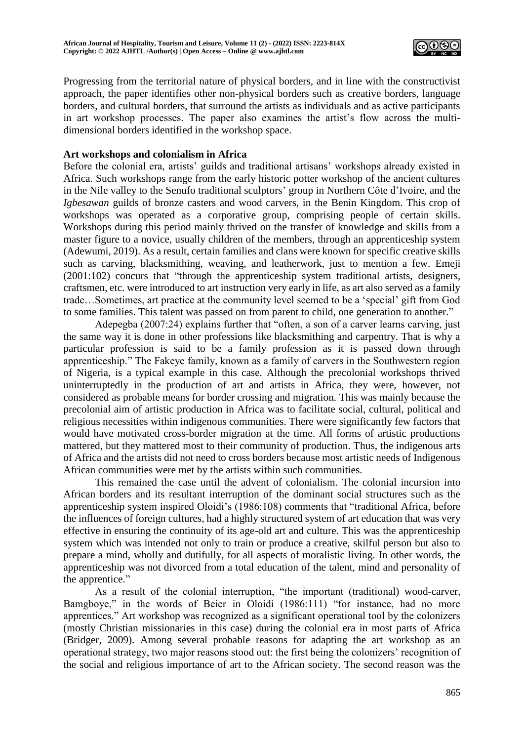Progressing from the territorial nature of physical borders, and in line with the constructivist approach, the paper identifies other non-physical borders such as creative borders, language borders, and cultural borders, that surround the artists as individuals and as active participants in art workshop processes. The paper also examines the artist's flow across the multi-dimensional borders identified in the workshop space.

## Art workshops and colonialism in Africa

Before the colonial era, artists' guilds and traditional artisans' workshops already existed in Africa. Such workshops range from the early historic potter workshop of the ancient cultures in the Nile valley to the Senufo traditional sculptors' group in Northern Côte d'Ivoire, and the *Igbesawan* guilds of bronze casters and wood carvers, in the Benin Kingdom. This crop of workshops was operated as a corporative group, comprising people of certain skills. Workshops during this period mainly thrived on the transfer of knowledge and skills from a master figure to a novice, usually children of the members, through an apprenticeship system (Adewumi, 2019). As a result, certain families and clans were known for specific creative skills such as carving, blacksmithing, weaving, and leatherwork, just to mention a few. Emeji (2001:102) concurs that "through the apprenticeship system traditional artists, designers, craftsmen, etc. were introduced to art instruction very early in life, as art also served as a family trade…Sometimes, art practice at the community level seemed to be a 'special' gift from God to some families. This talent was passed on from parent to child, one generation to another."

Adepegba (2007:24) explains further that "often, a son of a carver learns carving, just the same way it is done in other professions like blacksmithing and carpentry. That is why a particular profession is said to be a family profession as it is passed down through apprenticeship." The Fakeye family, known as a family of carvers in the Southwestern region of Nigeria, is a typical example in this case. Although the precolonial workshops thrived uninterruptedly in the production of art and artists in Africa, they were, however, not considered as probable means for border crossing and migration. This was mainly because the precolonial aim of artistic production in Africa was to facilitate social, cultural, political and religious necessities within indigenous communities. There were significantly few factors that would have motivated cross-border migration at the time. All forms of artistic productions mattered, but they mattered most to their community of production. Thus, the indigenous arts of Africa and the artists did not need to cross borders because most artistic needs of Indigenous African communities were met by the artists within such communities.

This remained the case until the advent of colonialism. The colonial incursion into African borders and its resultant interruption of the dominant social structures such as the apprenticeship system inspired Oloidi's (1986:108) comments that "traditional Africa, before the influences of foreign cultures, had a highly structured system of art education that was very effective in ensuring the continuity of its age-old art and culture. This was the apprenticeship system which was intended not only to train or produce a creative, skilful person but also to prepare a mind, wholly and dutifully, for all aspects of moralistic living. In other words, the apprenticeship was not divorced from a total education of the talent, mind and personality of the apprentice."

As a result of the colonial interruption, "the important (traditional) wood-carver, Bamgboye," in the words of Beier in Oloidi (1986:111) "for instance, had no more apprentices." Art workshop was recognized as a significant operational tool by the colonizers (mostly Christian missionaries in this case) during the colonial era in most parts of Africa (Bridger, 2009). Among several probable reasons for adapting the art workshop as an operational strategy, two major reasons stood out: the first being the colonizers' recognition of the social and religious importance of art to the African society. The second reason was the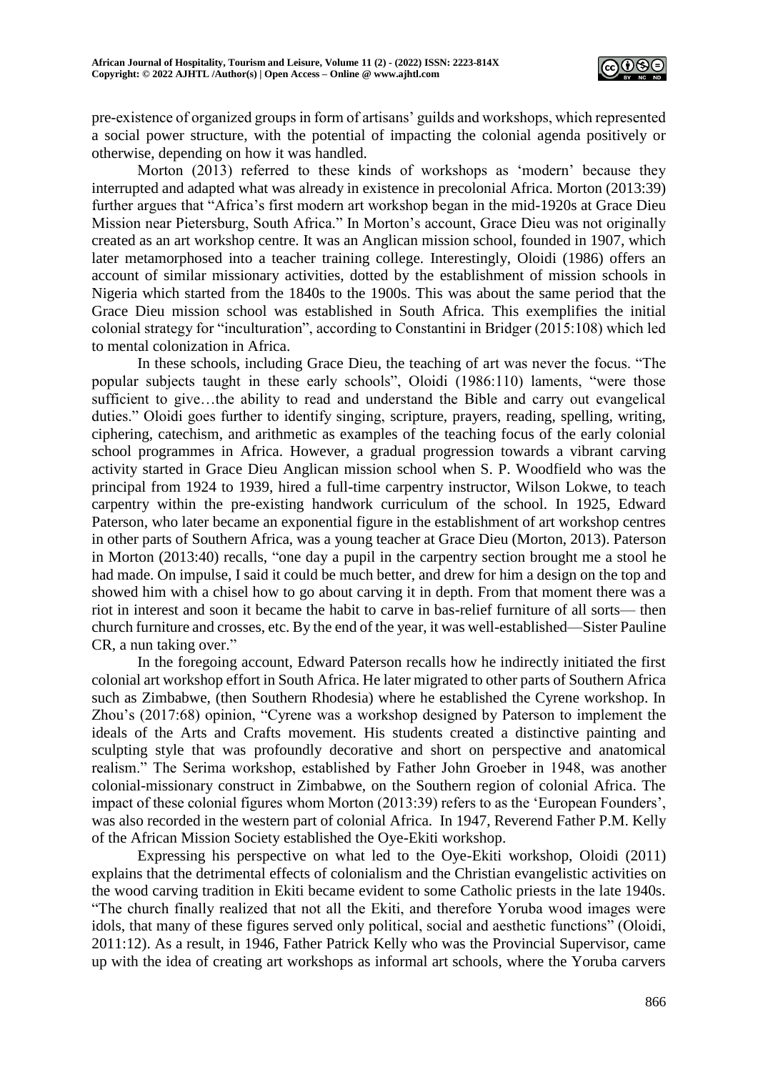pre-existence of organized groups in form of artisans' guilds and workshops, which represented a social power structure, with the potential of impacting the colonial agenda positively or otherwise, depending on how it was handled.

Morton (2013) referred to these kinds of workshops as 'modern' because they interrupted and adapted what was already in existence in precolonial Africa. Morton (2013:39) further argues that "Africa's first modern art workshop began in the mid-1920s at Grace Dieu Mission near Pietersburg, South Africa." In Morton's account, Grace Dieu was not originally created as an art workshop centre. It was an Anglican mission school, founded in 1907, which later metamorphosed into a teacher training college. Interestingly, Oloidi (1986) offers an account of similar missionary activities, dotted by the establishment of mission schools in Nigeria which started from the 1840s to the 1900s. This was about the same period that the Grace Dieu mission school was established in South Africa. This exemplifies the initial colonial strategy for "inculturation", according to Constantini in Bridger (2015:108) which led to mental colonization in Africa.

In these schools, including Grace Dieu, the teaching of art was never the focus. "The popular subjects taught in these early schools", Oloidi (1986:110) laments, "were those sufficient to give…the ability to read and understand the Bible and carry out evangelical duties." Oloidi goes further to identify singing, scripture, prayers, reading, spelling, writing, ciphering, catechism, and arithmetic as examples of the teaching focus of the early colonial school programmes in Africa. However, a gradual progression towards a vibrant carving activity started in Grace Dieu Anglican mission school when S. P. Woodfield who was the principal from 1924 to 1939, hired a full-time carpentry instructor, Wilson Lokwe, to teach carpentry within the pre-existing handwork curriculum of the school. In 1925, Edward Paterson, who later became an exponential figure in the establishment of art workshop centres in other parts of Southern Africa, was a young teacher at Grace Dieu (Morton, 2013). Paterson in Morton (2013:40) recalls, "one day a pupil in the carpentry section brought me a stool he had made. On impulse, I said it could be much better, and drew for him a design on the top and showed him with a chisel how to go about carving it in depth. From that moment there was a riot in interest and soon it became the habit to carve in bas-relief furniture of all sorts— then church furniture and crosses, etc. By the end of the year, it was well-established—Sister Pauline CR, a nun taking over."

In the foregoing account, Edward Paterson recalls how he indirectly initiated the first colonial art workshop effort in South Africa. He later migrated to other parts of Southern Africa such as Zimbabwe, (then Southern Rhodesia) where he established the Cyrene workshop. In Zhou's (2017:68) opinion, "Cyrene was a workshop designed by Paterson to implement the ideals of the Arts and Crafts movement. His students created a distinctive painting and sculpting style that was profoundly decorative and short on perspective and anatomical realism." The Serima workshop, established by Father John Groeber in 1948, was another colonial-missionary construct in Zimbabwe, on the Southern region of colonial Africa. The impact of these colonial figures whom Morton (2013:39) refers to as the 'European Founders', was also recorded in the western part of colonial Africa. In 1947, Reverend Father P.M. Kelly of the African Mission Society established the Oye-Ekiti workshop.

Expressing his perspective on what led to the Oye-Ekiti workshop, Oloidi (2011) explains that the detrimental effects of colonialism and the Christian evangelistic activities on the wood carving tradition in Ekiti became evident to some Catholic priests in the late 1940s. "The church finally realized that not all the Ekiti, and therefore Yoruba wood images were idols, that many of these figures served only political, social and aesthetic functions" (Oloidi, 2011:12). As a result, in 1946, Father Patrick Kelly who was the Provincial Supervisor, came up with the idea of creating art workshops as informal art schools, where the Yoruba carvers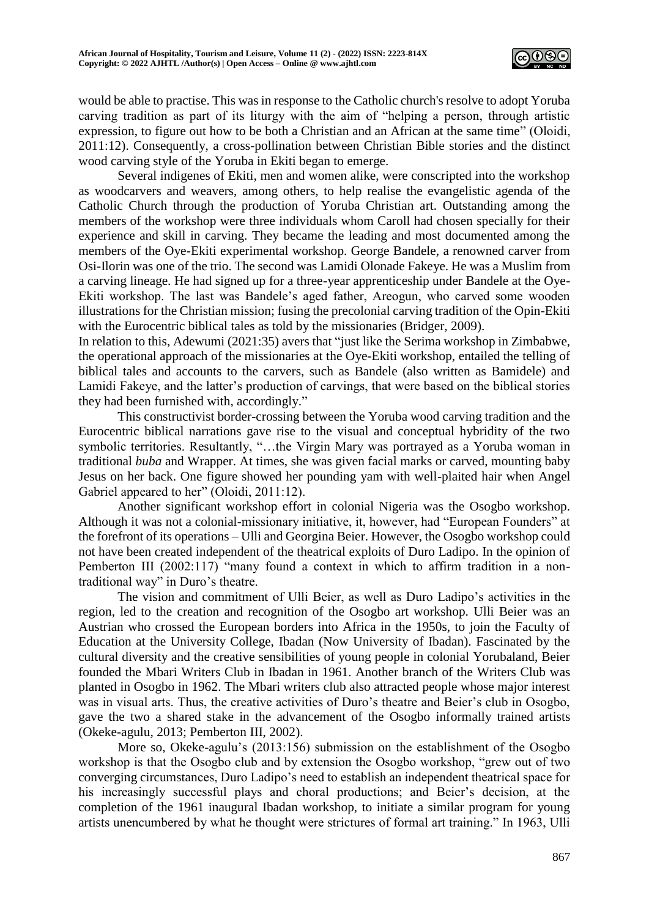would be able to practise. This was in response to the Catholic church's resolve to adopt Yoruba carving tradition as part of its liturgy with the aim of "helping a person, through artistic expression, to figure out how to be both a Christian and an African at the same time" (Oloidi, 2011:12). Consequently, a cross-pollination between Christian Bible stories and the distinct wood carving style of the Yoruba in Ekiti began to emerge.

Several indigenes of Ekiti, men and women alike, were conscripted into the workshop as woodcarvers and weavers, among others, to help realise the evangelistic agenda of the Catholic Church through the production of Yoruba Christian art. Outstanding among the members of the workshop were three individuals whom Caroll had chosen specially for their experience and skill in carving. They became the leading and most documented among the members of the Oye-Ekiti experimental workshop. George Bandele, a renowned carver from Osi-Ilorin was one of the trio. The second was Lamidi Olonade Fakeye. He was a Muslim from a carving lineage. He had signed up for a three-year apprenticeship under Bandele at the Oye-Ekiti workshop. The last was Bandele's aged father, Areogun, who carved some wooden illustrations for the Christian mission; fusing the precolonial carving tradition of the Opin-Ekiti with the Eurocentric biblical tales as told by the missionaries (Bridger, 2009).

In relation to this, Adewumi (2021:35) avers that "just like the Serima workshop in Zimbabwe, the operational approach of the missionaries at the Oye-Ekiti workshop, entailed the telling of biblical tales and accounts to the carvers, such as Bandele (also written as Bamidele) and Lamidi Fakeye, and the latter's production of carvings, that were based on the biblical stories they had been furnished with, accordingly."

This constructivist border-crossing between the Yoruba wood carving tradition and the Eurocentric biblical narrations gave rise to the visual and conceptual hybridity of the two symbolic territories. Resultantly, "…the Virgin Mary was portrayed as a Yoruba woman in traditional *buba* and Wrapper. At times, she was given facial marks or carved, mounting baby Jesus on her back. One figure showed her pounding yam with well-plaited hair when Angel Gabriel appeared to her" (Oloidi, 2011:12).

Another significant workshop effort in colonial Nigeria was the Osogbo workshop. Although it was not a colonial-missionary initiative, it, however, had "European Founders" at the forefront of its operations – Ulli and Georgina Beier. However, the Osogbo workshop could not have been created independent of the theatrical exploits of Duro Ladipo. In the opinion of Pemberton III (2002:117) "many found a context in which to affirm tradition in a non-traditional way" in Duro's theatre.

The vision and commitment of Ulli Beier, as well as Duro Ladipo's activities in the region, led to the creation and recognition of the Osogbo art workshop. Ulli Beier was an Austrian who crossed the European borders into Africa in the 1950s, to join the Faculty of Education at the University College, Ibadan (Now University of Ibadan). Fascinated by the cultural diversity and the creative sensibilities of young people in colonial Yorubaland, Beier founded the Mbari Writers Club in Ibadan in 1961. Another branch of the Writers Club was planted in Osogbo in 1962. The Mbari writers club also attracted people whose major interest was in visual arts. Thus, the creative activities of Duro's theatre and Beier's club in Osogbo, gave the two a shared stake in the advancement of the Osogbo informally trained artists (Okeke-agulu, 2013; Pemberton III, 2002).

More so, Okeke-agulu's (2013:156) submission on the establishment of the Osogbo workshop is that the Osogbo club and by extension the Osogbo workshop, "grew out of two converging circumstances, Duro Ladipo's need to establish an independent theatrical space for his increasingly successful plays and choral productions; and Beier's decision, at the completion of the 1961 inaugural Ibadan workshop, to initiate a similar program for young artists unencumbered by what he thought were strictures of formal art training." In 1963, Ulli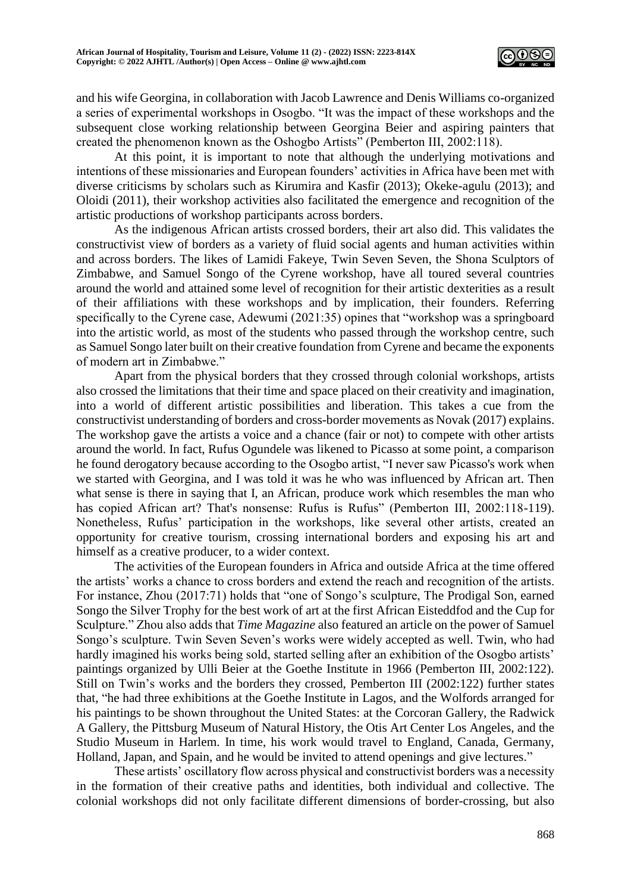and his wife Georgina, in collaboration with Jacob Lawrence and Denis Williams co-organized a series of experimental workshops in Osogbo. "It was the impact of these workshops and the subsequent close working relationship between Georgina Beier and aspiring painters that created the phenomenon known as the Oshogbo Artists" (Pemberton III, 2002:118).

At this point, it is important to note that although the underlying motivations and intentions of these missionaries and European founders' activities in Africa have been met with diverse criticisms by scholars such as Kirumira and Kasfir (2013); Okeke-agulu (2013); and Oloidi (2011), their workshop activities also facilitated the emergence and recognition of the artistic productions of workshop participants across borders.

As the indigenous African artists crossed borders, their art also did. This validates the constructivist view of borders as a variety of fluid social agents and human activities within and across borders. The likes of Lamidi Fakeye, Twin Seven Seven, the Shona Sculptors of Zimbabwe, and Samuel Songo of the Cyrene workshop, have all toured several countries around the world and attained some level of recognition for their artistic dexterities as a result of their affiliations with these workshops and by implication, their founders. Referring specifically to the Cyrene case, Adewumi (2021:35) opines that "workshop was a springboard into the artistic world, as most of the students who passed through the workshop centre, such as Samuel Songo later built on their creative foundation from Cyrene and became the exponents of modern art in Zimbabwe."

Apart from the physical borders that they crossed through colonial workshops, artists also crossed the limitations that their time and space placed on their creativity and imagination, into a world of different artistic possibilities and liberation. This takes a cue from the constructivist understanding of borders and cross-border movements as Novak (2017) explains. The workshop gave the artists a voice and a chance (fair or not) to compete with other artists around the world. In fact, Rufus Ogundele was likened to Picasso at some point, a comparison he found derogatory because according to the Osogbo artist, "I never saw Picasso's work when we started with Georgina, and I was told it was he who was influenced by African art. Then what sense is there in saying that I, an African, produce work which resembles the man who has copied African art? That's nonsense: Rufus is Rufus" (Pemberton III, 2002:118-119). Nonetheless, Rufus' participation in the workshops, like several other artists, created an opportunity for creative tourism, crossing international borders and exposing his art and himself as a creative producer, to a wider context.

The activities of the European founders in Africa and outside Africa at the time offered the artists' works a chance to cross borders and extend the reach and recognition of the artists. For instance, Zhou (2017:71) holds that "one of Songo's sculpture, The Prodigal Son, earned Songo the Silver Trophy for the best work of art at the first African Eisteddfod and the Cup for Sculpture." Zhou also adds that *Time Magazine* also featured an article on the power of Samuel Songo's sculpture. Twin Seven Seven's works were widely accepted as well. Twin, who had hardly imagined his works being sold, started selling after an exhibition of the Osogbo artists' paintings organized by Ulli Beier at the Goethe Institute in 1966 (Pemberton III, 2002:122). Still on Twin's works and the borders they crossed, Pemberton III (2002:122) further states that, "he had three exhibitions at the Goethe Institute in Lagos, and the Wolfords arranged for his paintings to be shown throughout the United States: at the Corcoran Gallery, the Radwick A Gallery, the Pittsburg Museum of Natural History, the Otis Art Center Los Angeles, and the Studio Museum in Harlem. In time, his work would travel to England, Canada, Germany, Holland, Japan, and Spain, and he would be invited to attend openings and give lectures."

These artists' oscillatory flow across physical and constructivist borders was a necessity in the formation of their creative paths and identities, both individual and collective. The colonial workshops did not only facilitate different dimensions of border-crossing, but also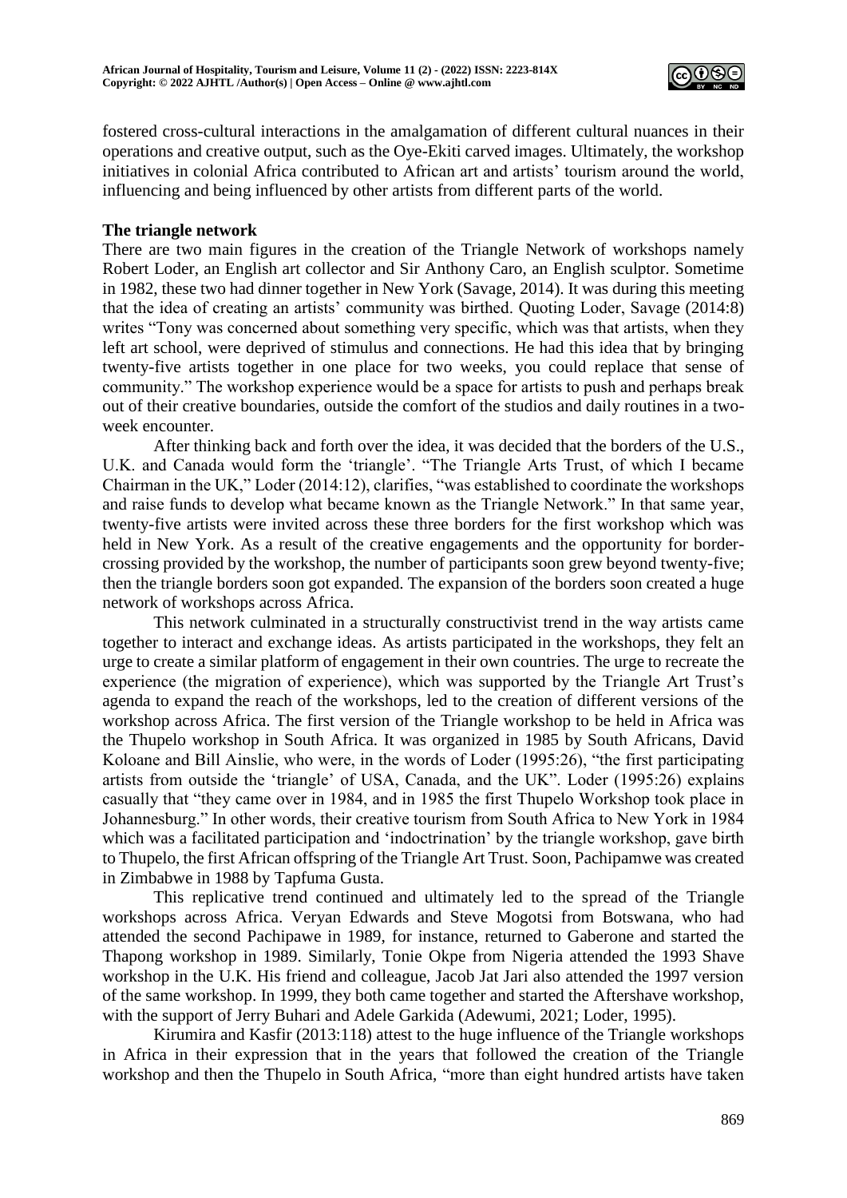fostered cross-cultural interactions in the amalgamation of different cultural nuances in their operations and creative output, such as the Oye-Ekiti carved images. Ultimately, the workshop initiatives in colonial Africa contributed to African art and artists' tourism around the world, influencing and being influenced by other artists from different parts of the world.

**The triangle network**

There are two main figures in the creation of the Triangle Network of workshops namely Robert Loder, an English art collector and Sir Anthony Caro, an English sculptor. Sometime in 1982, these two had dinner together in New York (Savage, 2014). It was during this meeting that the idea of creating an artists' community was birthed. Quoting Loder, Savage (2014:8) writes "Tony was concerned about something very specific, which was that artists, when they left art school, were deprived of stimulus and connections. He had this idea that by bringing twenty-five artists together in one place for two weeks, you could replace that sense of community." The workshop experience would be a space for artists to push and perhaps break out of their creative boundaries, outside the comfort of the studios and daily routines in a two-week encounter.

After thinking back and forth over the idea, it was decided that the borders of the U.S., U.K. and Canada would form the 'triangle'. "The Triangle Arts Trust, of which I became Chairman in the UK," Loder (2014:12), clarifies, "was established to coordinate the workshops and raise funds to develop what became known as the Triangle Network." In that same year, twenty-five artists were invited across these three borders for the first workshop which was held in New York. As a result of the creative engagements and the opportunity for border-crossing provided by the workshop, the number of participants soon grew beyond twenty-five; then the triangle borders soon got expanded. The expansion of the borders soon created a huge network of workshops across Africa.

This network culminated in a structurally constructivist trend in the way artists came together to interact and exchange ideas. As artists participated in the workshops, they felt an urge to create a similar platform of engagement in their own countries. The urge to recreate the experience (the migration of experience), which was supported by the Triangle Art Trust's agenda to expand the reach of the workshops, led to the creation of different versions of the workshop across Africa. The first version of the Triangle workshop to be held in Africa was the Thupelo workshop in South Africa. It was organized in 1985 by South Africans, David Koloane and Bill Ainslie, who were, in the words of Loder (1995:26), "the first participating artists from outside the 'triangle' of USA, Canada, and the UK". Loder (1995:26) explains casually that "they came over in 1984, and in 1985 the first Thupelo Workshop took place in Johannesburg." In other words, their creative tourism from South Africa to New York in 1984 which was a facilitated participation and 'indoctrination' by the triangle workshop, gave birth to Thupelo, the first African offspring of the Triangle Art Trust. Soon, Pachipamwe was created in Zimbabwe in 1988 by Tapfuma Gusta.

This replicative trend continued and ultimately led to the spread of the Triangle workshops across Africa. Veryan Edwards and Steve Mogotsi from Botswana, who had attended the second Pachipawe in 1989, for instance, returned to Gaberone and started the Thapong workshop in 1989. Similarly, Tonie Okpe from Nigeria attended the 1993 Shave workshop in the U.K. His friend and colleague, Jacob Jat Jari also attended the 1997 version of the same workshop. In 1999, they both came together and started the Aftershave workshop, with the support of Jerry Buhari and Adele Garkida (Adewumi, 2021; Loder, 1995).

Kirumira and Kasfir (2013:118) attest to the huge influence of the Triangle workshops in Africa in their expression that in the years that followed the creation of the Triangle workshop and then the Thupelo in South Africa, "more than eight hundred artists have taken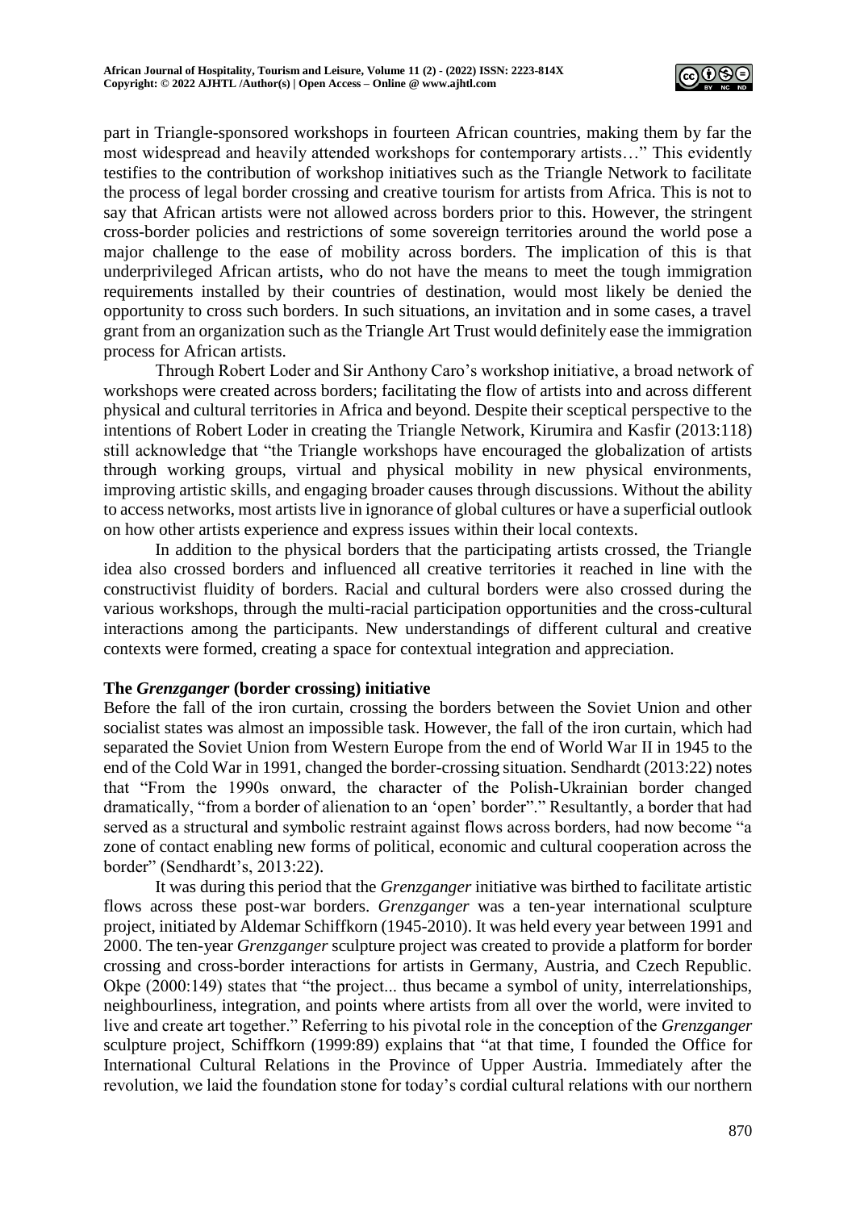part in Triangle-sponsored workshops in fourteen African countries, making them by far the most widespread and heavily attended workshops for contemporary artists…" This evidently testifies to the contribution of workshop initiatives such as the Triangle Network to facilitate the process of legal border crossing and creative tourism for artists from Africa. This is not to say that African artists were not allowed across borders prior to this. However, the stringent cross-border policies and restrictions of some sovereign territories around the world pose a major challenge to the ease of mobility across borders. The implication of this is that underprivileged African artists, who do not have the means to meet the tough immigration requirements installed by their countries of destination, would most likely be denied the opportunity to cross such borders. In such situations, an invitation and in some cases, a travel grant from an organization such as the Triangle Art Trust would definitely ease the immigration process for African artists.

Through Robert Loder and Sir Anthony Caro's workshop initiative, a broad network of workshops were created across borders; facilitating the flow of artists into and across different physical and cultural territories in Africa and beyond. Despite their sceptical perspective to the intentions of Robert Loder in creating the Triangle Network, Kirumira and Kasfir (2013:118) still acknowledge that "the Triangle workshops have encouraged the globalization of artists through working groups, virtual and physical mobility in new physical environments, improving artistic skills, and engaging broader causes through discussions. Without the ability to access networks, most artists live in ignorance of global cultures or have a superficial outlook on how other artists experience and express issues within their local contexts.

In addition to the physical borders that the participating artists crossed, the Triangle idea also crossed borders and influenced all creative territories it reached in line with the constructivist fluidity of borders. Racial and cultural borders were also crossed during the various workshops, through the multi-racial participation opportunities and the cross-cultural interactions among the participants. New understandings of different cultural and creative contexts were formed, creating a space for contextual integration and appreciation.

## The *Grenzganger* (border crossing) initiative

Before the fall of the iron curtain, crossing the borders between the Soviet Union and other socialist states was almost an impossible task. However, the fall of the iron curtain, which had separated the Soviet Union from Western Europe from the end of World War II in 1945 to the end of the Cold War in 1991, changed the border-crossing situation. Sendhardt (2013:22) notes that "From the 1990s onward, the character of the Polish-Ukrainian border changed dramatically, "from a border of alienation to an 'open' border"." Resultantly, a border that had served as a structural and symbolic restraint against flows across borders, had now become "a zone of contact enabling new forms of political, economic and cultural cooperation across the border" (Sendhardt's, 2013:22).

It was during this period that the *Grenzganger* initiative was birthed to facilitate artistic flows across these post-war borders. *Grenzganger* was a ten-year international sculpture project, initiated by Aldemar Schiffkorn (1945-2010). It was held every year between 1991 and 2000. The ten-year *Grenzganger* sculpture project was created to provide a platform for border crossing and cross-border interactions for artists in Germany, Austria, and Czech Republic. Okpe (2000:149) states that "the project... thus became a symbol of unity, interrelationships, neighbourliness, integration, and points where artists from all over the world, were invited to live and create art together." Referring to his pivotal role in the conception of the *Grenzganger* sculpture project, Schiffkorn (1999:89) explains that "at that time, I founded the Office for International Cultural Relations in the Province of Upper Austria. Immediately after the revolution, we laid the foundation stone for today's cordial cultural relations with our northern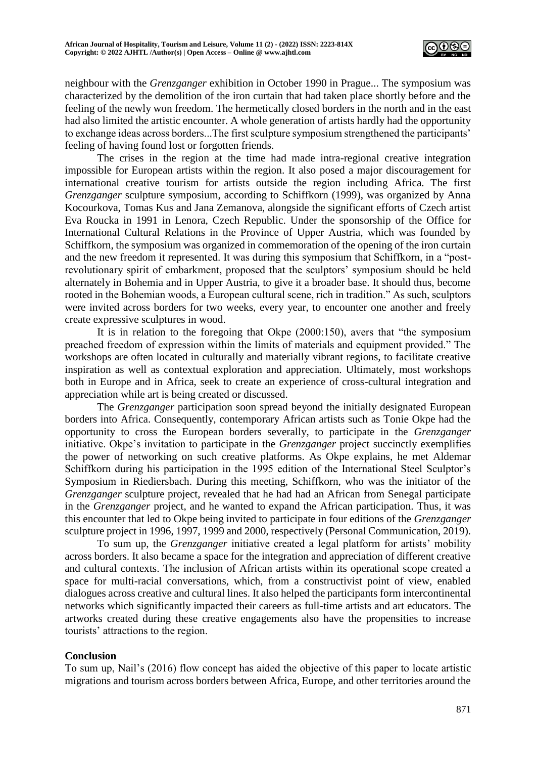neighbour with the *Grenzganger* exhibition in October 1990 in Prague... The symposium was characterized by the demolition of the iron curtain that had taken place shortly before and the feeling of the newly won freedom. The hermetically closed borders in the north and in the east had also limited the artistic encounter. A whole generation of artists hardly had the opportunity to exchange ideas across borders...The first sculpture symposium strengthened the participants' feeling of having found lost or forgotten friends.

The crises in the region at the time had made intra-regional creative integration impossible for European artists within the region. It also posed a major discouragement for international creative tourism for artists outside the region including Africa. The first *Grenzganger* sculpture symposium, according to Schiffkorn (1999), was organized by Anna Kocourkova, Tomas Kus and Jana Zemanova, alongside the significant efforts of Czech artist Eva Roucka in 1991 in Lenora, Czech Republic. Under the sponsorship of the Office for International Cultural Relations in the Province of Upper Austria, which was founded by Schiffkorn, the symposium was organized in commemoration of the opening of the iron curtain and the new freedom it represented. It was during this symposium that Schiffkorn, in a "post-revolutionary spirit of embarkment, proposed that the sculptors' symposium should be held alternately in Bohemia and in Upper Austria, to give it a broader base. It should thus, become rooted in the Bohemian woods, a European cultural scene, rich in tradition." As such, sculptors were invited across borders for two weeks, every year, to encounter one another and freely create expressive sculptures in wood.

It is in relation to the foregoing that Okpe (2000:150), avers that "the symposium preached freedom of expression within the limits of materials and equipment provided." The workshops are often located in culturally and materially vibrant regions, to facilitate creative inspiration as well as contextual exploration and appreciation. Ultimately, most workshops both in Europe and in Africa, seek to create an experience of cross-cultural integration and appreciation while art is being created or discussed.

The *Grenzganger* participation soon spread beyond the initially designated European borders into Africa. Consequently, contemporary African artists such as Tonie Okpe had the opportunity to cross the European borders severally, to participate in the *Grenzganger* initiative. Okpe's invitation to participate in the *Grenzganger* project succinctly exemplifies the power of networking on such creative platforms. As Okpe explains, he met Aldemar Schiffkorn during his participation in the 1995 edition of the International Steel Sculptor's Symposium in Riediersbach. During this meeting, Schiffkorn, who was the initiator of the *Grenzganger* sculpture project, revealed that he had had an African from Senegal participate in the *Grenzganger* project, and he wanted to expand the African participation. Thus, it was this encounter that led to Okpe being invited to participate in four editions of the *Grenzganger* sculpture project in 1996, 1997, 1999 and 2000, respectively (Personal Communication, 2019).

To sum up, the *Grenzganger* initiative created a legal platform for artists' mobility across borders. It also became a space for the integration and appreciation of different creative and cultural contexts. The inclusion of African artists within its operational scope created a space for multi-racial conversations, which, from a constructivist point of view, enabled dialogues across creative and cultural lines. It also helped the participants form intercontinental networks which significantly impacted their careers as full-time artists and art educators. The artworks created during these creative engagements also have the propensities to increase tourists' attractions to the region.

## Conclusion

To sum up, Nail's (2016) flow concept has aided the objective of this paper to locate artistic migrations and tourism across borders between Africa, Europe, and other territories around the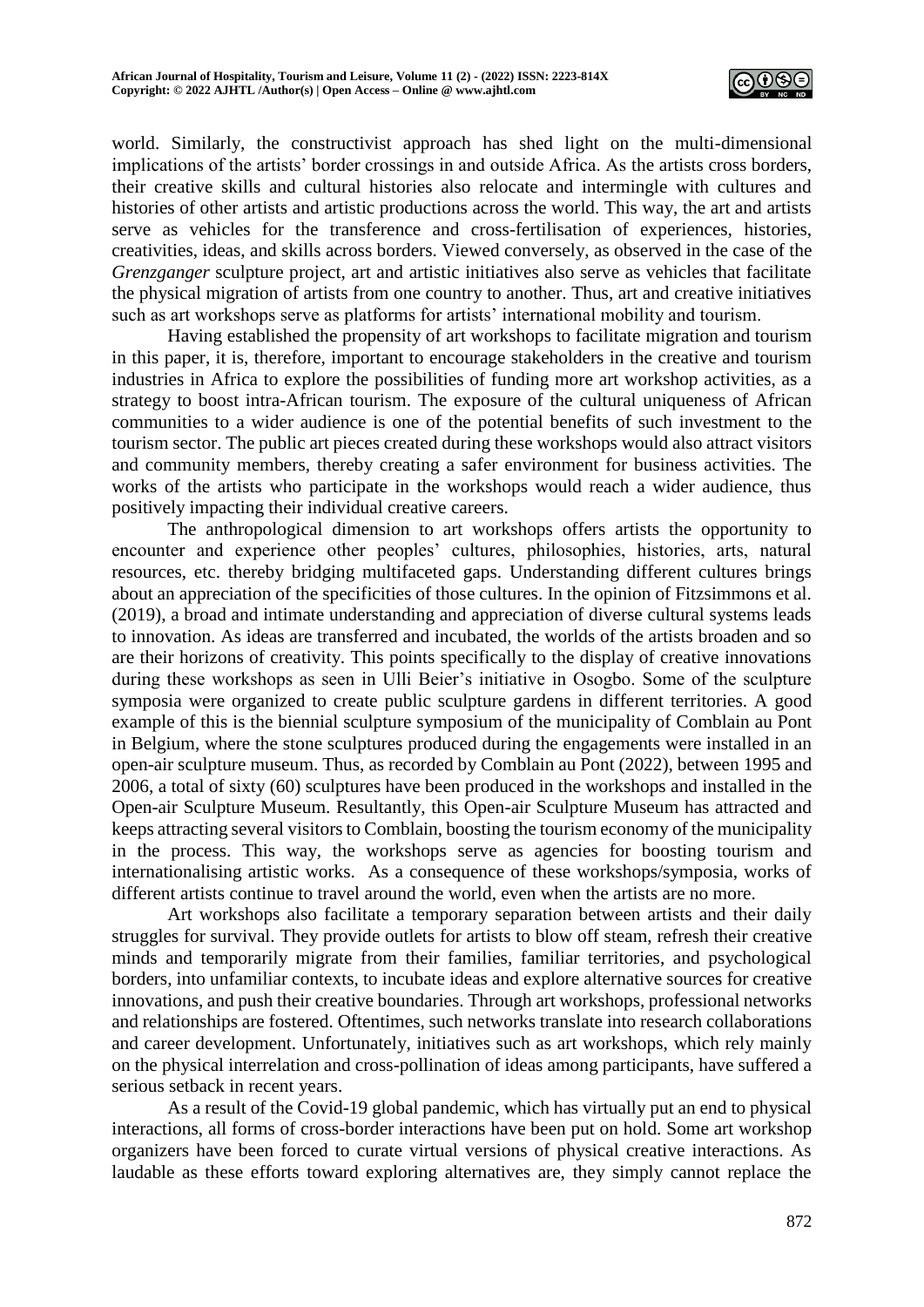world. Similarly, the constructivist approach has shed light on the multi-dimensional implications of the artists' border crossings in and outside Africa. As the artists cross borders, their creative skills and cultural histories also relocate and intermingle with cultures and histories of other artists and artistic productions across the world. This way, the art and artists serve as vehicles for the transference and cross-fertilisation of experiences, histories, creativities, ideas, and skills across borders. Viewed conversely, as observed in the case of the *Grenzganger* sculpture project, art and artistic initiatives also serve as vehicles that facilitate the physical migration of artists from one country to another. Thus, art and creative initiatives such as art workshops serve as platforms for artists' international mobility and tourism.

Having established the propensity of art workshops to facilitate migration and tourism in this paper, it is, therefore, important to encourage stakeholders in the creative and tourism industries in Africa to explore the possibilities of funding more art workshop activities, as a strategy to boost intra-African tourism. The exposure of the cultural uniqueness of African communities to a wider audience is one of the potential benefits of such investment to the tourism sector. The public art pieces created during these workshops would also attract visitors and community members, thereby creating a safer environment for business activities. The works of the artists who participate in the workshops would reach a wider audience, thus positively impacting their individual creative careers.

The anthropological dimension to art workshops offers artists the opportunity to encounter and experience other peoples' cultures, philosophies, histories, arts, natural resources, etc. thereby bridging multifaceted gaps. Understanding different cultures brings about an appreciation of the specificities of those cultures. In the opinion of Fitzsimmons et al. (2019), a broad and intimate understanding and appreciation of diverse cultural systems leads to innovation. As ideas are transferred and incubated, the worlds of the artists broaden and so are their horizons of creativity. This points specifically to the display of creative innovations during these workshops as seen in Ulli Beier's initiative in Osogbo. Some of the sculpture symposia were organized to create public sculpture gardens in different territories. A good example of this is the biennial sculpture symposium of the municipality of Comblain au Pont in Belgium, where the stone sculptures produced during the engagements were installed in an open-air sculpture museum. Thus, as recorded by Comblain au Pont (2022), between 1995 and 2006, a total of sixty (60) sculptures have been produced in the workshops and installed in the Open-air Sculpture Museum. Resultantly, this Open-air Sculpture Museum has attracted and keeps attracting several visitors to Comblain, boosting the tourism economy of the municipality in the process. This way, the workshops serve as agencies for boosting tourism and internationalising artistic works. As a consequence of these workshops/symposia, works of different artists continue to travel around the world, even when the artists are no more.

Art workshops also facilitate a temporary separation between artists and their daily struggles for survival. They provide outlets for artists to blow off steam, refresh their creative minds and temporarily migrate from their families, familiar territories, and psychological borders, into unfamiliar contexts, to incubate ideas and explore alternative sources for creative innovations, and push their creative boundaries. Through art workshops, professional networks and relationships are fostered. Oftentimes, such networks translate into research collaborations and career development. Unfortunately, initiatives such as art workshops, which rely mainly on the physical interrelation and cross-pollination of ideas among participants, have suffered a serious setback in recent years.

As a result of the Covid-19 global pandemic, which has virtually put an end to physical interactions, all forms of cross-border interactions have been put on hold. Some art workshop organizers have been forced to curate virtual versions of physical creative interactions. As laudable as these efforts toward exploring alternatives are, they simply cannot replace the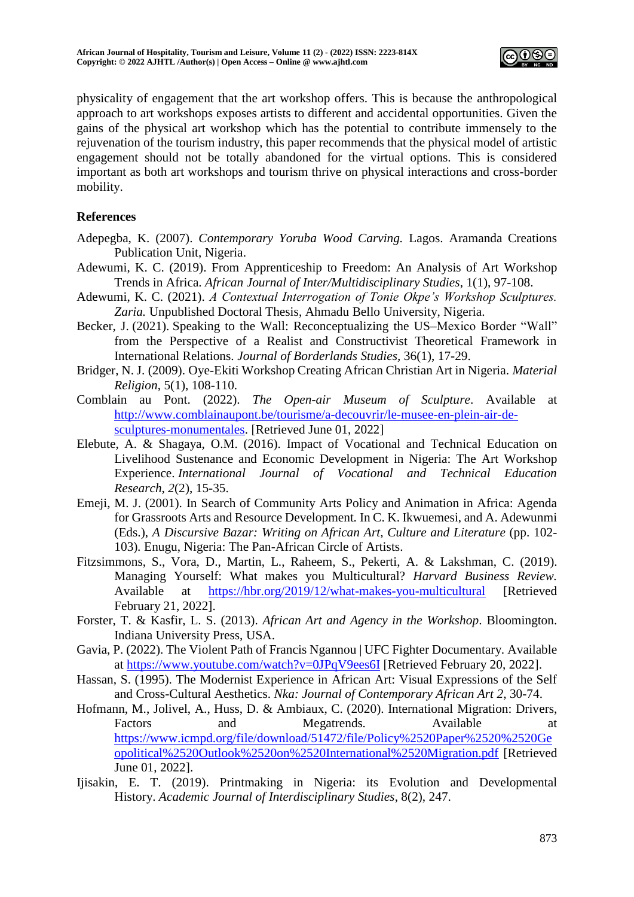physicality of engagement that the art workshop offers. This is because the anthropological approach to art workshops exposes artists to different and accidental opportunities. Given the gains of the physical art workshop which has the potential to contribute immensely to the rejuvenation of the tourism industry, this paper recommends that the physical model of artistic engagement should not be totally abandoned for the virtual options. This is considered important as both art workshops and tourism thrive on physical interactions and cross-border mobility.

## References

Adepegba, K. (2007). *Contemporary Yoruba Wood Carving.* Lagos. Aramanda Creations Publication Unit, Nigeria.

Adewumi, K. C. (2019). From Apprenticeship to Freedom: An Analysis of Art Workshop Trends in Africa. *African Journal of Inter/Multidisciplinary Studies*, 1(1), 97-108.

Adewumi, K. C. (2021). *A Contextual Interrogation of Tonie Okpe's Workshop Sculptures. Zaria.* Unpublished Doctoral Thesis, Ahmadu Bello University, Nigeria.

Becker, J. (2021). Speaking to the Wall: Reconceptualizing the US–Mexico Border "Wall" from the Perspective of a Realist and Constructivist Theoretical Framework in International Relations. *Journal of Borderlands Studies,* 36(1), 17-29.

Bridger, N. J. (2009). Oye-Ekiti Workshop Creating African Christian Art in Nigeria. *Material Religion*, 5(1), 108-110.

Comblain au Pont. (2022). *The Open-air Museum of Sculpture*. Available at http://www.comblainaupont.be/tourisme/a-decouvrir/le-musee-en-plein-air-de-sculptures-monumentales. [Retrieved June 01, 2022]

Elebute, A. & Shagaya, O.M. (2016). Impact of Vocational and Technical Education on Livelihood Sustenance and Economic Development in Nigeria: The Art Workshop Experience. *International Journal of Vocational and Technical Education Research, 2*(2), 15-35.

Emeji, M. J. (2001). In Search of Community Arts Policy and Animation in Africa: Agenda for Grassroots Arts and Resource Development. In C. K. Ikwuemesi, and A. Adewunmi (Eds.), *A Discursive Bazar: Writing on African Art, Culture and Literature* (pp. 102-103). Enugu, Nigeria: The Pan-African Circle of Artists.

Fitzsimmons, S., Vora, D., Martin, L., Raheem, S., Pekerti, A. & Lakshman, C. (2019). Managing Yourself: What makes you Multicultural? *Harvard Business Review.* Available at https://hbr.org/2019/12/what-makes-you-multicultural [Retrieved February 21, 2022].

Forster, T. & Kasfir, L. S. (2013). *African Art and Agency in the Workshop*. Bloomington. Indiana University Press, USA.

Gavia, P. (2022). The Violent Path of Francis Ngannou | UFC Fighter Documentary. Available at https://www.youtube.com/watch?v=0JPqV9ees6I [Retrieved February 20, 2022].

Hassan, S. (1995). The Modernist Experience in African Art: Visual Expressions of the Self and Cross-Cultural Aesthetics. *Nka: Journal of Contemporary African Art 2*, 30-74.

Hofmann, M., Jolivel, A., Huss, D. & Ambiaux, C. (2020). International Migration: Drivers, Factors and Megatrends. Available at https://www.icmpd.org/file/download/51472/file/Policy%2520Paper%2520%2520Geopolitical%2520Outlook%2520on%2520International%2520Migration.pdf [Retrieved June 01, 2022].

Ijisakin, E. T. (2019). Printmaking in Nigeria: its Evolution and Developmental History. *Academic Journal of Interdisciplinary Studies*, 8(2), 247.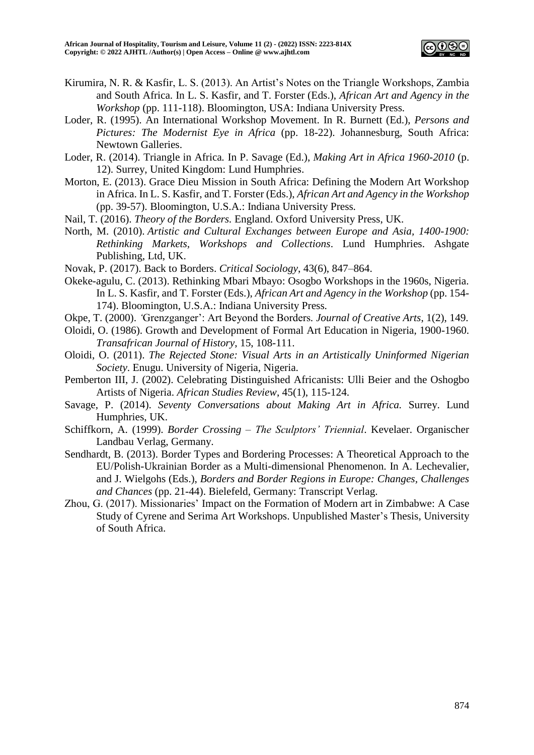Kirumira, N. R. & Kasfir, L. S. (2013). An Artist's Notes on the Triangle Workshops, Zambia and South Africa. In L. S. Kasfir, and T. Forster (Eds.), *African Art and Agency in the Workshop* (pp. 111-118). Bloomington, USA: Indiana University Press.

Loder, R. (1995). An International Workshop Movement. In R. Burnett (Ed.), *Persons and Pictures: The Modernist Eye in Africa* (pp. 18-22). Johannesburg, South Africa: Newtown Galleries.

Loder, R. (2014). Triangle in Africa. In P. Savage (Ed.), *Making Art in Africa 1960-2010* (p. 12). Surrey, United Kingdom: Lund Humphries.

Morton, E. (2013). Grace Dieu Mission in South Africa: Defining the Modern Art Workshop in Africa. In L. S. Kasfir, and T. Forster (Eds.), *African Art and Agency in the Workshop* (pp. 39-57). Bloomington, U.S.A.: Indiana University Press.

Nail, T. (2016). *Theory of the Borders.* England. Oxford University Press, UK.

North, M. (2010). *Artistic and Cultural Exchanges between Europe and Asia, 1400-1900: Rethinking Markets, Workshops and Collections*. Lund Humphries. Ashgate Publishing, Ltd, UK.

Novak, P. (2017). Back to Borders. *Critical Sociology*, 43(6), 847–864.

Okeke-agulu, C. (2013). Rethinking Mbari Mbayo: Osogbo Workshops in the 1960s, Nigeria. In L. S. Kasfir, and T. Forster (Eds.), *African Art and Agency in the Workshop* (pp. 154-174). Bloomington, U.S.A.: Indiana University Press.

Okpe, T. (2000). 'Grenzganger': Art Beyond the Borders. *Journal of Creative Arts*, 1(2), 149.

Oloidi, O. (1986). Growth and Development of Formal Art Education in Nigeria, 1900-1960. *Transafrican Journal of History*, 15, 108-111.

Oloidi, O. (2011). *The Rejected Stone: Visual Arts in an Artistically Uninformed Nigerian Society*. Enugu. University of Nigeria, Nigeria.

Pemberton III, J. (2002). Celebrating Distinguished Africanists: Ulli Beier and the Oshogbo Artists of Nigeria. *African Studies Review*, 45(1), 115-124.

Savage, P. (2014). *Seventy Conversations about Making Art in Africa.* Surrey. Lund Humphries, UK.

Schiffkorn, A. (1999). *Border Crossing – The Sculptors' Triennial*. Kevelaer. Organischer Landbau Verlag, Germany.

Sendhardt, B. (2013). Border Types and Bordering Processes: A Theoretical Approach to the EU/Polish-Ukrainian Border as a Multi-dimensional Phenomenon. In A. Lechevalier, and J. Wielgohs (Eds.), *Borders and Border Regions in Europe: Changes, Challenges and Chances* (pp. 21-44). Bielefeld, Germany: Transcript Verlag.

Zhou, G. (2017). Missionaries' Impact on the Formation of Modern art in Zimbabwe: A Case Study of Cyrene and Serima Art Workshops. Unpublished Master's Thesis, University of South Africa.